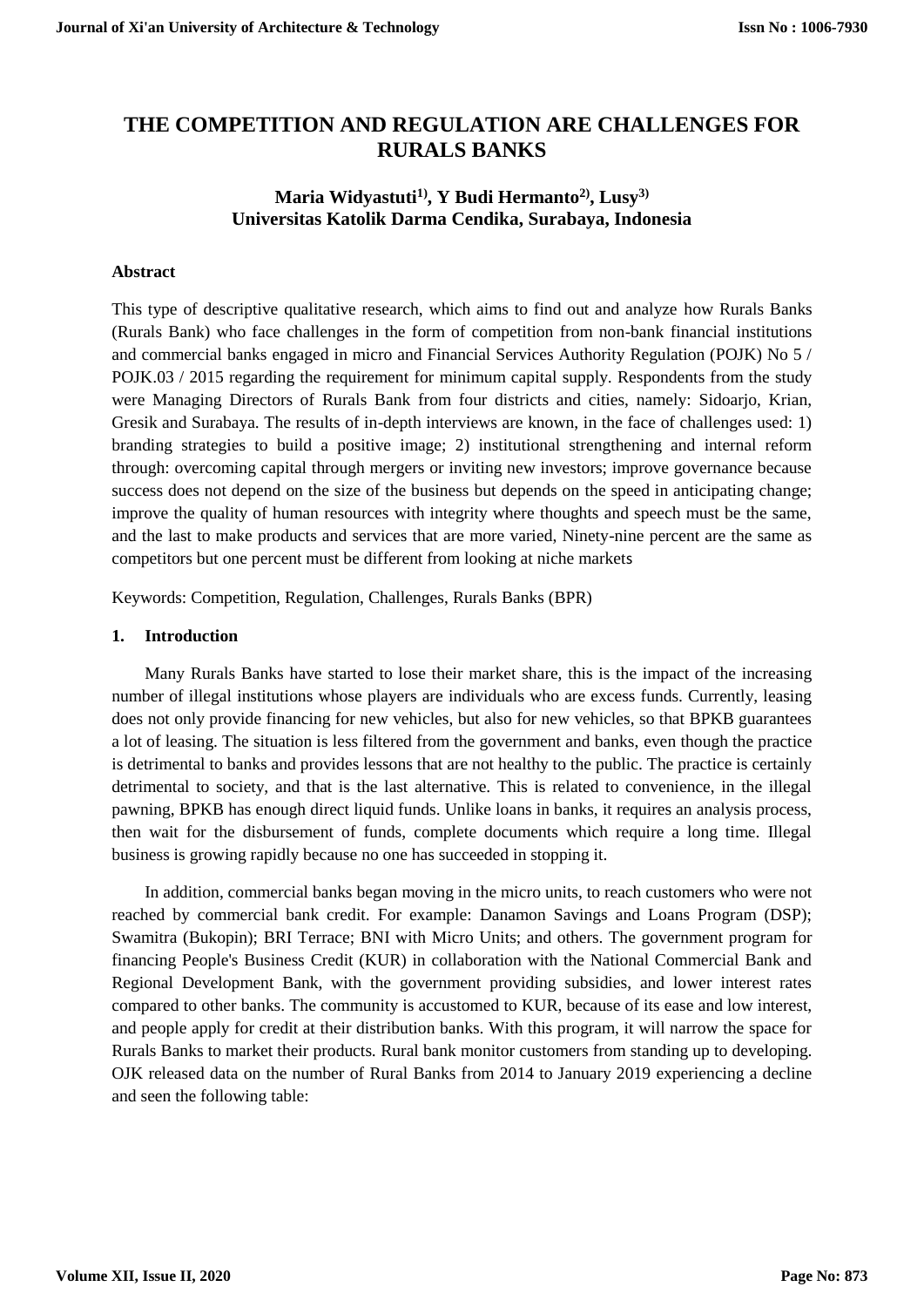# THE COMPETITION AND REGULATION ARE CHALLENGES FOR RURALS BANKS

**Maria Widyastuti[1)], Y Budi Hermanto[2)], Lusy[3)]**
**Universitas Katolik Darma Cendika, Surabaya, Indonesia**

### Abstract

This type of descriptive qualitative research, which aims to find out and analyze how Rurals Banks (Rurals Bank) who face challenges in the form of competition from non-bank financial institutions and commercial banks engaged in micro and Financial Services Authority Regulation (POJK) No 5 / POJK.03 / 2015 regarding the requirement for minimum capital supply. Respondents from the study were Managing Directors of Rurals Bank from four districts and cities, namely: Sidoarjo, Krian, Gresik and Surabaya. The results of in-depth interviews are known, in the face of challenges used: 1) branding strategies to build a positive image; 2) institutional strengthening and internal reform through: overcoming capital through mergers or inviting new investors; improve governance because success does not depend on the size of the business but depends on the speed in anticipating change; improve the quality of human resources with integrity where thoughts and speech must be the same, and the last to make products and services that are more varied, Ninety-nine percent are the same as competitors but one percent must be different from looking at niche markets

Keywords: Competition, Regulation, Challenges, Rurals Banks (BPR)

## 1. Introduction

Many Rurals Banks have started to lose their market share, this is the impact of the increasing number of illegal institutions whose players are individuals who are excess funds. Currently, leasing does not only provide financing for new vehicles, but also for new vehicles, so that BPKB guarantees a lot of leasing. The situation is less filtered from the government and banks, even though the practice is detrimental to banks and provides lessons that are not healthy to the public. The practice is certainly detrimental to society, and that is the last alternative. This is related to convenience, in the illegal pawning, BPKB has enough direct liquid funds. Unlike loans in banks, it requires an analysis process, then wait for the disbursement of funds, complete documents which require a long time. Illegal business is growing rapidly because no one has succeeded in stopping it.

In addition, commercial banks began moving in the micro units, to reach customers who were not reached by commercial bank credit. For example: Danamon Savings and Loans Program (DSP); Swamitra (Bukopin); BRI Terrace; BNI with Micro Units; and others. The government program for financing People's Business Credit (KUR) in collaboration with the National Commercial Bank and Regional Development Bank, with the government providing subsidies, and lower interest rates compared to other banks. The community is accustomed to KUR, because of its ease and low interest, and people apply for credit at their distribution banks. With this program, it will narrow the space for Rurals Banks to market their products. Rural bank monitor customers from standing up to developing. OJK released data on the number of Rural Banks from 2014 to January 2019 experiencing a decline and seen the following table: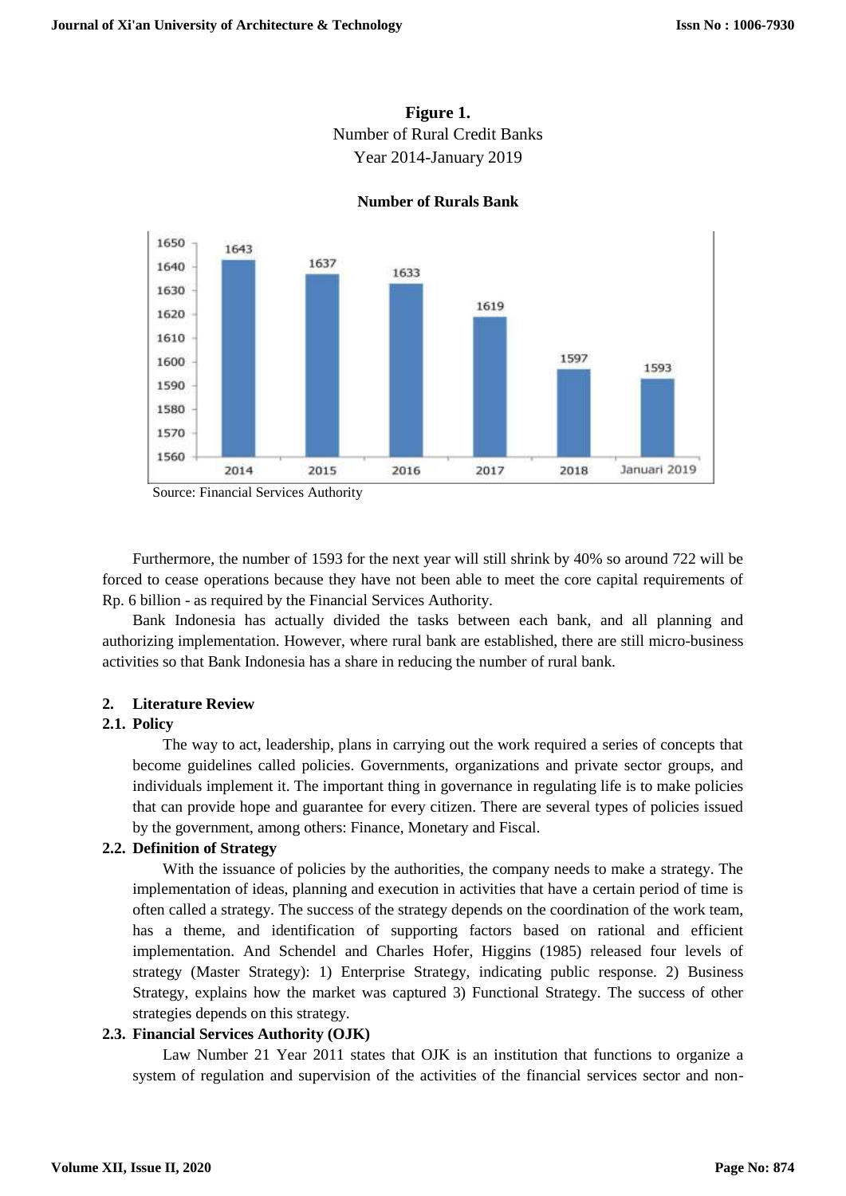**Figure 1.**
Number of Rural Credit Banks
Year 2014-January 2019

**Number of Rurals Bank**

| Year | Number |
|---|---|
| 2014 | 1643 |
| 2015 | 1637 |
| 2016 | 1633 |
| 2017 | 1619 |
| 2018 | 1597 |
| Januari 2019 | 1593 |

Source: Financial Services Authority

Furthermore, the number of 1593 for the next year will still shrink by 40% so around 722 will be forced to cease operations because they have not been able to meet the core capital requirements of Rp. 6 billion - as required by the Financial Services Authority.

Bank Indonesia has actually divided the tasks between each bank, and all planning and authorizing implementation. However, where rural bank are established, there are still micro-business activities so that Bank Indonesia has a share in reducing the number of rural bank.

## 2. Literature Review

### 2.1. Policy

The way to act, leadership, plans in carrying out the work required a series of concepts that become guidelines called policies. Governments, organizations and private sector groups, and individuals implement it. The important thing in governance in regulating life is to make policies that can provide hope and guarantee for every citizen. There are several types of policies issued by the government, among others: Finance, Monetary and Fiscal.

### 2.2. Definition of Strategy

With the issuance of policies by the authorities, the company needs to make a strategy. The implementation of ideas, planning and execution in activities that have a certain period of time is often called a strategy. The success of the strategy depends on the coordination of the work team, has a theme, and identification of supporting factors based on rational and efficient implementation. And Schendel and Charles Hofer, Higgins (1985) released four levels of strategy (Master Strategy): 1) Enterprise Strategy, indicating public response. 2) Business Strategy, explains how the market was captured 3) Functional Strategy. The success of other strategies depends on this strategy.

### 2.3. Financial Services Authority (OJK)

Law Number 21 Year 2011 states that OJK is an institution that functions to organize a system of regulation and supervision of the activities of the financial services sector and non-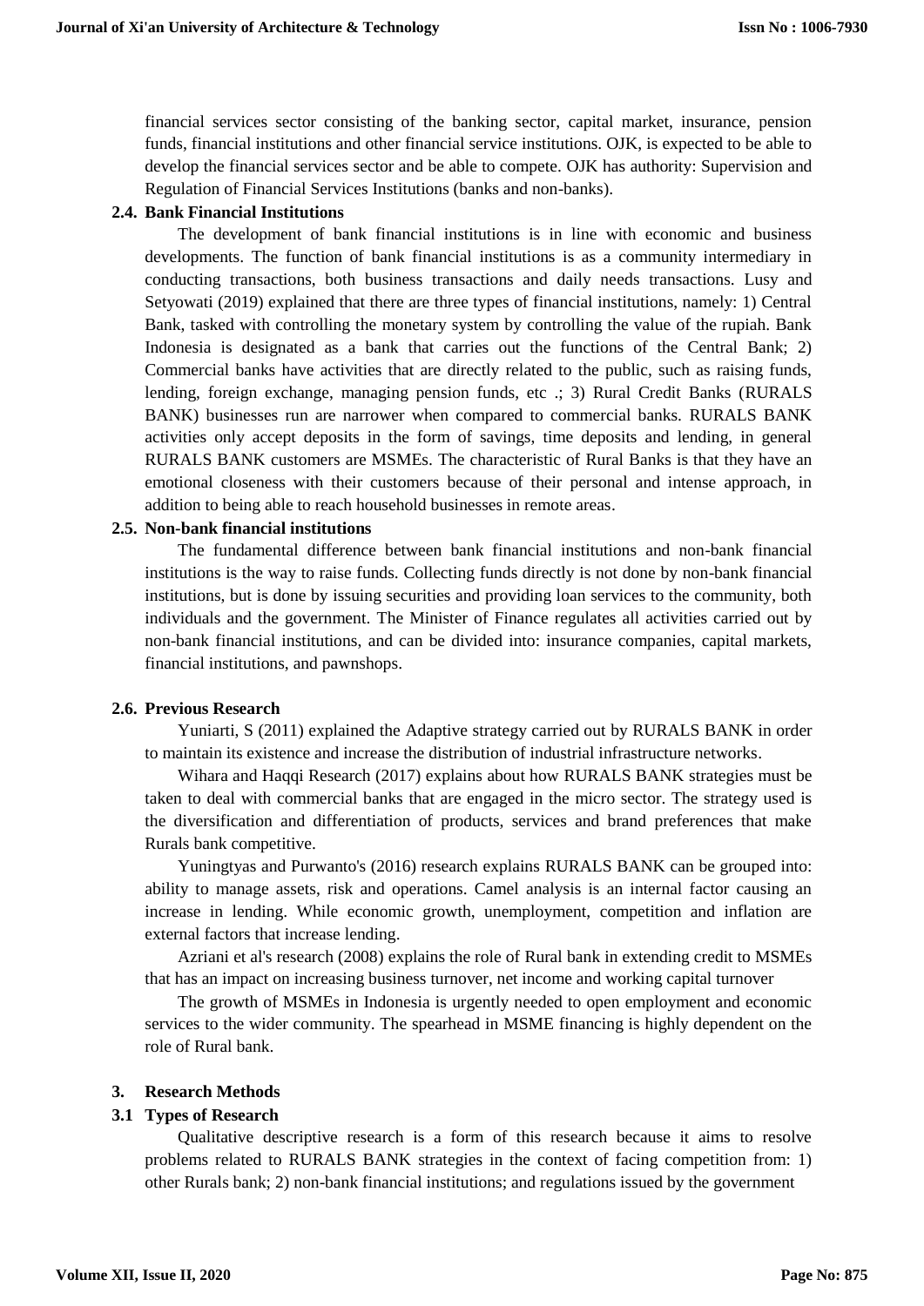financial services sector consisting of the banking sector, capital market, insurance, pension funds, financial institutions and other financial service institutions. OJK, is expected to be able to develop the financial services sector and be able to compete. OJK has authority: Supervision and Regulation of Financial Services Institutions (banks and non-banks).

### 2.4. Bank Financial Institutions

The development of bank financial institutions is in line with economic and business developments. The function of bank financial institutions is as a community intermediary in conducting transactions, both business transactions and daily needs transactions. Lusy and Setyowati (2019) explained that there are three types of financial institutions, namely: 1) Central Bank, tasked with controlling the monetary system by controlling the value of the rupiah. Bank Indonesia is designated as a bank that carries out the functions of the Central Bank; 2) Commercial banks have activities that are directly related to the public, such as raising funds, lending, foreign exchange, managing pension funds, etc .; 3) Rural Credit Banks (RURALS BANK) businesses run are narrower when compared to commercial banks. RURALS BANK activities only accept deposits in the form of savings, time deposits and lending, in general RURALS BANK customers are MSMEs. The characteristic of Rural Banks is that they have an emotional closeness with their customers because of their personal and intense approach, in addition to being able to reach household businesses in remote areas.

### 2.5. Non-bank financial institutions

The fundamental difference between bank financial institutions and non-bank financial institutions is the way to raise funds. Collecting funds directly is not done by non-bank financial institutions, but is done by issuing securities and providing loan services to the community, both individuals and the government. The Minister of Finance regulates all activities carried out by non-bank financial institutions, and can be divided into: insurance companies, capital markets, financial institutions, and pawnshops.

### 2.6. Previous Research

Yuniarti, S (2011) explained the Adaptive strategy carried out by RURALS BANK in order to maintain its existence and increase the distribution of industrial infrastructure networks.

Wihara and Haqqi Research (2017) explains about how RURALS BANK strategies must be taken to deal with commercial banks that are engaged in the micro sector. The strategy used is the diversification and differentiation of products, services and brand preferences that make Rurals bank competitive.

Yuningtyas and Purwanto's (2016) research explains RURALS BANK can be grouped into: ability to manage assets, risk and operations. Camel analysis is an internal factor causing an increase in lending. While economic growth, unemployment, competition and inflation are external factors that increase lending.

Azriani et al's research (2008) explains the role of Rural bank in extending credit to MSMEs that has an impact on increasing business turnover, net income and working capital turnover

The growth of MSMEs in Indonesia is urgently needed to open employment and economic services to the wider community. The spearhead in MSME financing is highly dependent on the role of Rural bank.

## 3. Research Methods

### 3.1 Types of Research

Qualitative descriptive research is a form of this research because it aims to resolve problems related to RURALS BANK strategies in the context of facing competition from: 1) other Rurals bank; 2) non-bank financial institutions; and regulations issued by the government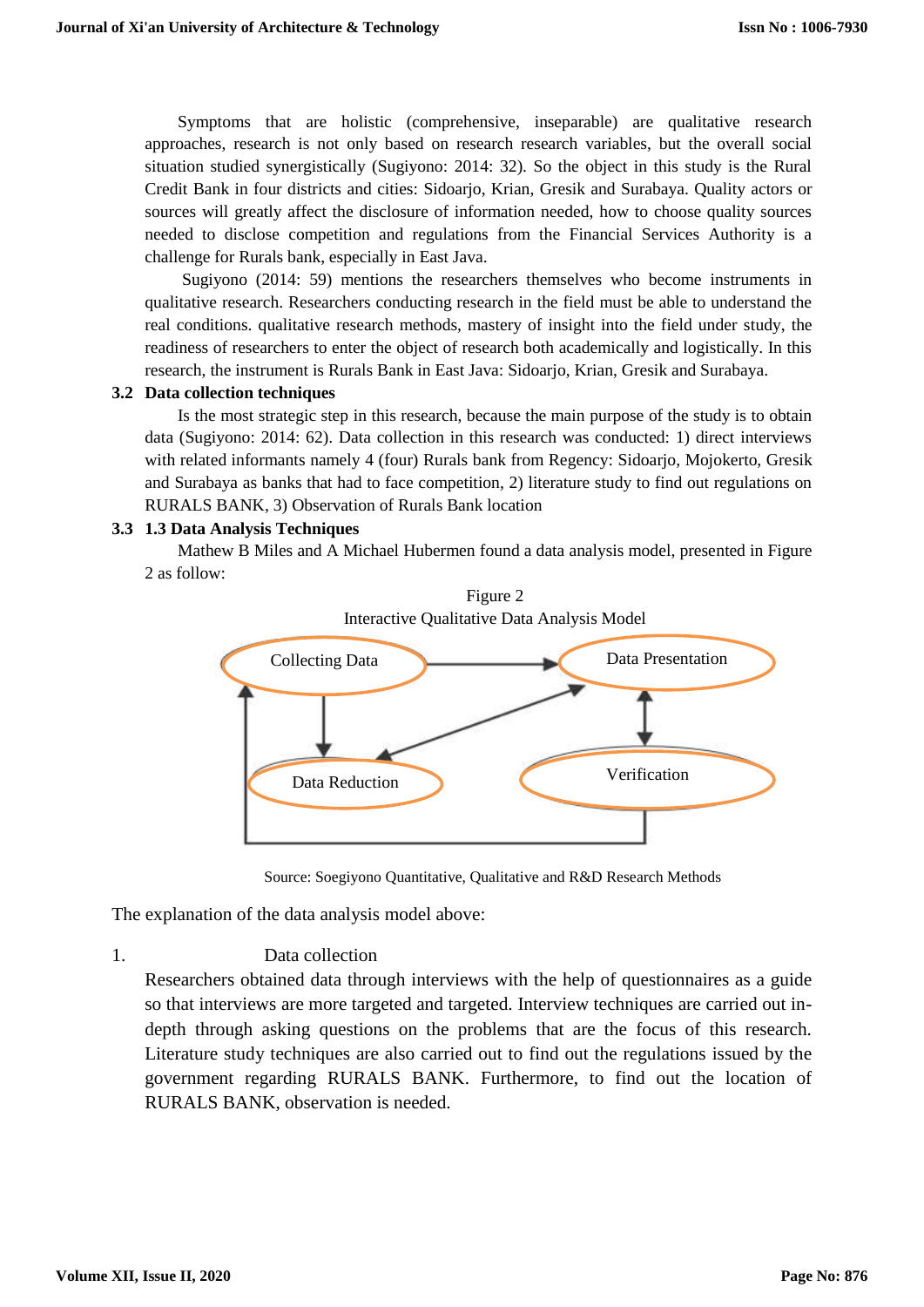Symptoms that are holistic (comprehensive, inseparable) are qualitative research approaches, research is not only based on research research variables, but the overall social situation studied synergistically (Sugiyono: 2014: 32). So the object in this study is the Rural Credit Bank in four districts and cities: Sidoarjo, Krian, Gresik and Surabaya. Quality actors or sources will greatly affect the disclosure of information needed, how to choose quality sources needed to disclose competition and regulations from the Financial Services Authority is a challenge for Rurals bank, especially in East Java.

Sugiyono (2014: 59) mentions the researchers themselves who become instruments in qualitative research. Researchers conducting research in the field must be able to understand the real conditions. qualitative research methods, mastery of insight into the field under study, the readiness of researchers to enter the object of research both academically and logistically. In this research, the instrument is Rurals Bank in East Java: Sidoarjo, Krian, Gresik and Surabaya.

### 3.2 Data collection techniques

Is the most strategic step in this research, because the main purpose of the study is to obtain data (Sugiyono: 2014: 62). Data collection in this research was conducted: 1) direct interviews with related informants namely 4 (four) Rurals bank from Regency: Sidoarjo, Mojokerto, Gresik and Surabaya as banks that had to face competition, 2) literature study to find out regulations on RURALS BANK, 3) Observation of Rurals Bank location

### 3.3 1.3 Data Analysis Techniques

Mathew B Miles and A Michael Hubermen found a data analysis model, presented in Figure 2 as follow:

Figure 2
Interactive Qualitative Data Analysis Model

Collecting Data → Data Presentation; Collecting Data → Data Reduction; Data Reduction ↔ Data Presentation; Data Presentation ↔ Verification; Verification → Collecting Data

Source: Soegiyono Quantitative, Qualitative and R&D Research Methods

The explanation of the data analysis model above:

1. Data collection

Researchers obtained data through interviews with the help of questionnaires as a guide so that interviews are more targeted and targeted. Interview techniques are carried out in-depth through asking questions on the problems that are the focus of this research. Literature study techniques are also carried out to find out the regulations issued by the government regarding RURALS BANK. Furthermore, to find out the location of RURALS BANK, observation is needed.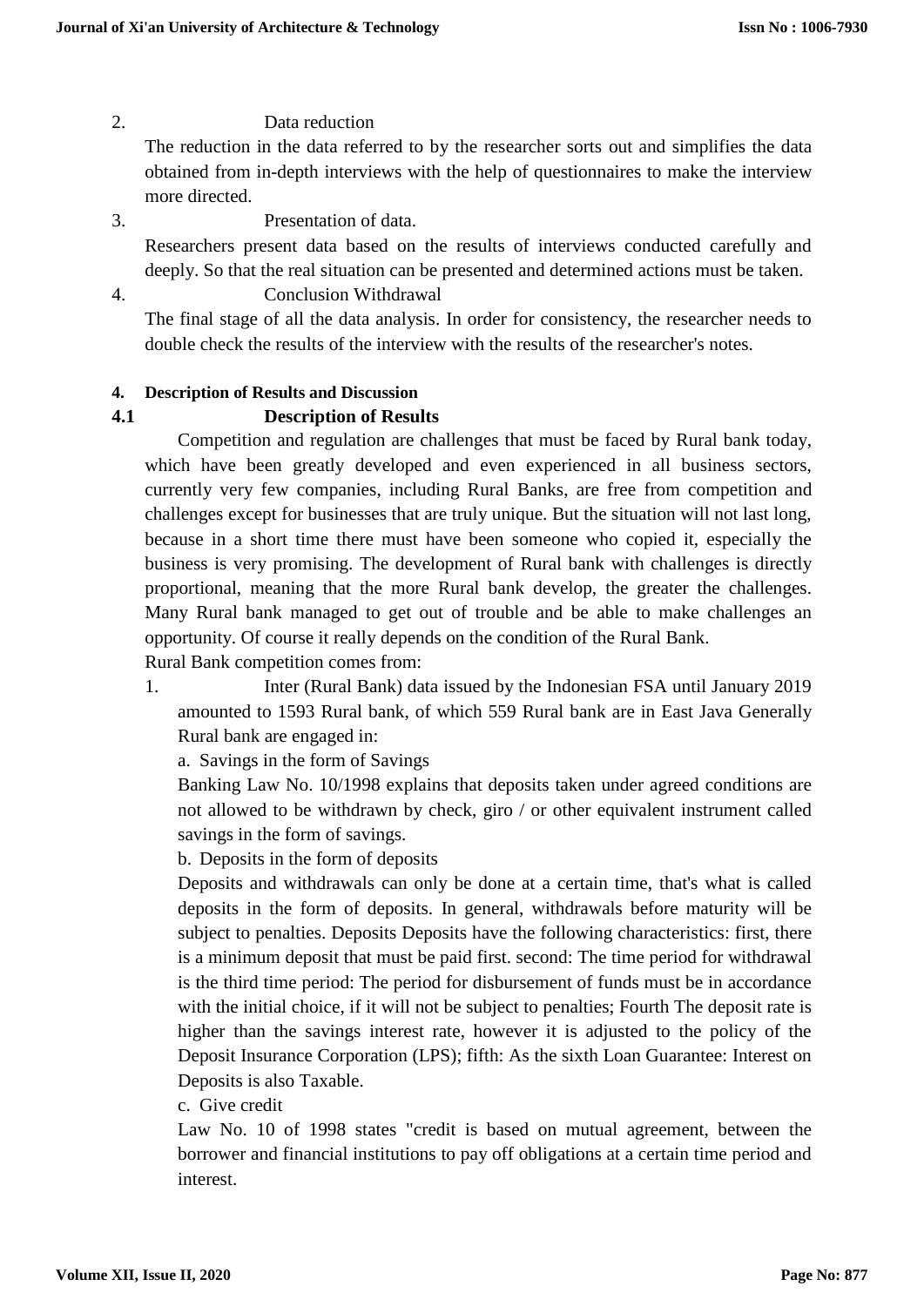2. Data reduction

The reduction in the data referred to by the researcher sorts out and simplifies the data obtained from in-depth interviews with the help of questionnaires to make the interview more directed.

3. Presentation of data.

Researchers present data based on the results of interviews conducted carefully and deeply. So that the real situation can be presented and determined actions must be taken.

4. Conclusion Withdrawal

The final stage of all the data analysis. In order for consistency, the researcher needs to double check the results of the interview with the results of the researcher's notes.

## 4. Description of Results and Discussion

### 4.1 Description of Results

Competition and regulation are challenges that must be faced by Rural bank today, which have been greatly developed and even experienced in all business sectors, currently very few companies, including Rural Banks, are free from competition and challenges except for businesses that are truly unique. But the situation will not last long, because in a short time there must have been someone who copied it, especially the business is very promising. The development of Rural bank with challenges is directly proportional, meaning that the more Rural bank develop, the greater the challenges. Many Rural bank managed to get out of trouble and be able to make challenges an opportunity. Of course it really depends on the condition of the Rural Bank.

Rural Bank competition comes from:

1. Inter (Rural Bank) data issued by the Indonesian FSA until January 2019 amounted to 1593 Rural bank, of which 559 Rural bank are in East Java Generally Rural bank are engaged in:

   a. Savings in the form of Savings

   Banking Law No. 10/1998 explains that deposits taken under agreed conditions are not allowed to be withdrawn by check, giro / or other equivalent instrument called savings in the form of savings.

   b. Deposits in the form of deposits

   Deposits and withdrawals can only be done at a certain time, that's what is called deposits in the form of deposits. In general, withdrawals before maturity will be subject to penalties. Deposits Deposits have the following characteristics: first, there is a minimum deposit that must be paid first. second: The time period for withdrawal is the third time period: The period for disbursement of funds must be in accordance with the initial choice, if it will not be subject to penalties; Fourth The deposit rate is higher than the savings interest rate, however it is adjusted to the policy of the Deposit Insurance Corporation (LPS); fifth: As the sixth Loan Guarantee: Interest on Deposits is also Taxable.

   c. Give credit

   Law No. 10 of 1998 states "credit is based on mutual agreement, between the borrower and financial institutions to pay off obligations at a certain time period and interest.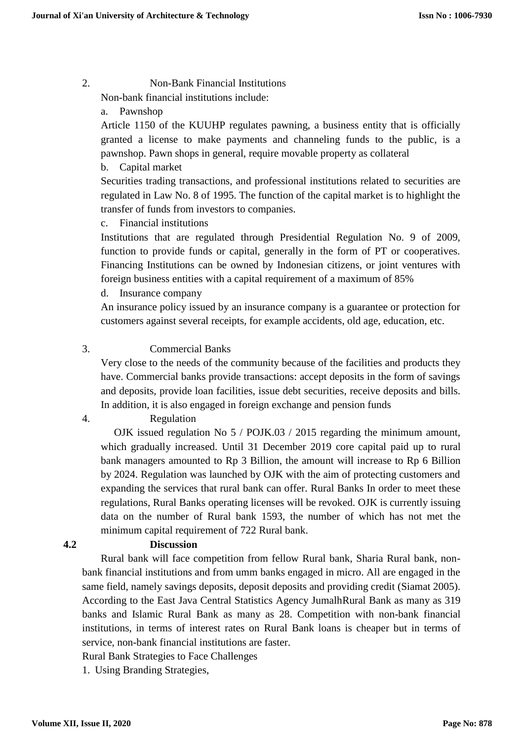2. Non-Bank Financial Institutions

Non-bank financial institutions include:

a. Pawnshop

Article 1150 of the KUUHP regulates pawning, a business entity that is officially granted a license to make payments and channeling funds to the public, is a pawnshop. Pawn shops in general, require movable property as collateral

b. Capital market

Securities trading transactions, and professional institutions related to securities are regulated in Law No. 8 of 1995. The function of the capital market is to highlight the transfer of funds from investors to companies.

c. Financial institutions

Institutions that are regulated through Presidential Regulation No. 9 of 2009, function to provide funds or capital, generally in the form of PT or cooperatives. Financing Institutions can be owned by Indonesian citizens, or joint ventures with foreign business entities with a capital requirement of a maximum of 85%

d. Insurance company

An insurance policy issued by an insurance company is a guarantee or protection for customers against several receipts, for example accidents, old age, education, etc.

3. Commercial Banks

Very close to the needs of the community because of the facilities and products they have. Commercial banks provide transactions: accept deposits in the form of savings and deposits, provide loan facilities, issue debt securities, receive deposits and bills. In addition, it is also engaged in foreign exchange and pension funds

4. Regulation

OJK issued regulation No 5 / POJK.03 / 2015 regarding the minimum amount, which gradually increased. Until 31 December 2019 core capital paid up to rural bank managers amounted to Rp 3 Billion, the amount will increase to Rp 6 Billion by 2024. Regulation was launched by OJK with the aim of protecting customers and expanding the services that rural bank can offer. Rural Banks In order to meet these regulations, Rural Banks operating licenses will be revoked. OJK is currently issuing data on the number of Rural bank 1593, the number of which has not met the minimum capital requirement of 722 Rural bank.

## 4.2 Discussion

Rural bank will face competition from fellow Rural bank, Sharia Rural bank, non-bank financial institutions and from umm banks engaged in micro. All are engaged in the same field, namely savings deposits, deposit deposits and providing credit (Siamat 2005). According to the East Java Central Statistics Agency JumalhRural Bank as many as 319 banks and Islamic Rural Bank as many as 28. Competition with non-bank financial institutions, in terms of interest rates on Rural Bank loans is cheaper but in terms of service, non-bank financial institutions are faster.

Rural Bank Strategies to Face Challenges

1. Using Branding Strategies,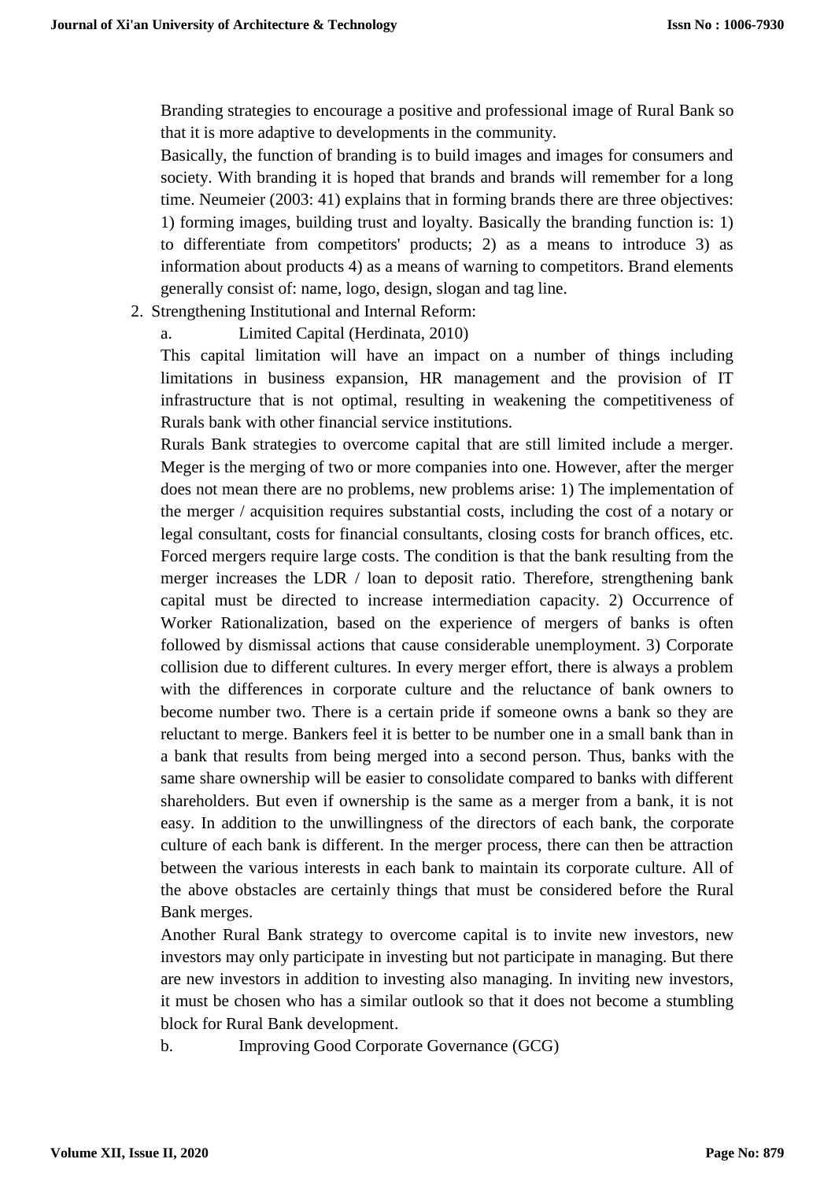Branding strategies to encourage a positive and professional image of Rural Bank so that it is more adaptive to developments in the community.

Basically, the function of branding is to build images and images for consumers and society. With branding it is hoped that brands and brands will remember for a long time. Neumeier (2003: 41) explains that in forming brands there are three objectives: 1) forming images, building trust and loyalty. Basically the branding function is: 1) to differentiate from competitors' products; 2) as a means to introduce 3) as information about products 4) as a means of warning to competitors. Brand elements generally consist of: name, logo, design, slogan and tag line.

2. Strengthening Institutional and Internal Reform:

a. Limited Capital (Herdinata, 2010)

This capital limitation will have an impact on a number of things including limitations in business expansion, HR management and the provision of IT infrastructure that is not optimal, resulting in weakening the competitiveness of Rurals bank with other financial service institutions.

Rurals Bank strategies to overcome capital that are still limited include a merger. Meger is the merging of two or more companies into one. However, after the merger does not mean there are no problems, new problems arise: 1) The implementation of the merger / acquisition requires substantial costs, including the cost of a notary or legal consultant, costs for financial consultants, closing costs for branch offices, etc. Forced mergers require large costs. The condition is that the bank resulting from the merger increases the LDR / loan to deposit ratio. Therefore, strengthening bank capital must be directed to increase intermediation capacity. 2) Occurrence of Worker Rationalization, based on the experience of mergers of banks is often followed by dismissal actions that cause considerable unemployment. 3) Corporate collision due to different cultures. In every merger effort, there is always a problem with the differences in corporate culture and the reluctance of bank owners to become number two. There is a certain pride if someone owns a bank so they are reluctant to merge. Bankers feel it is better to be number one in a small bank than in a bank that results from being merged into a second person. Thus, banks with the same share ownership will be easier to consolidate compared to banks with different shareholders. But even if ownership is the same as a merger from a bank, it is not easy. In addition to the unwillingness of the directors of each bank, the corporate culture of each bank is different. In the merger process, there can then be attraction between the various interests in each bank to maintain its corporate culture. All of the above obstacles are certainly things that must be considered before the Rural Bank merges.

Another Rural Bank strategy to overcome capital is to invite new investors, new investors may only participate in investing but not participate in managing. But there are new investors in addition to investing also managing. In inviting new investors, it must be chosen who has a similar outlook so that it does not become a stumbling block for Rural Bank development.

b. Improving Good Corporate Governance (GCG)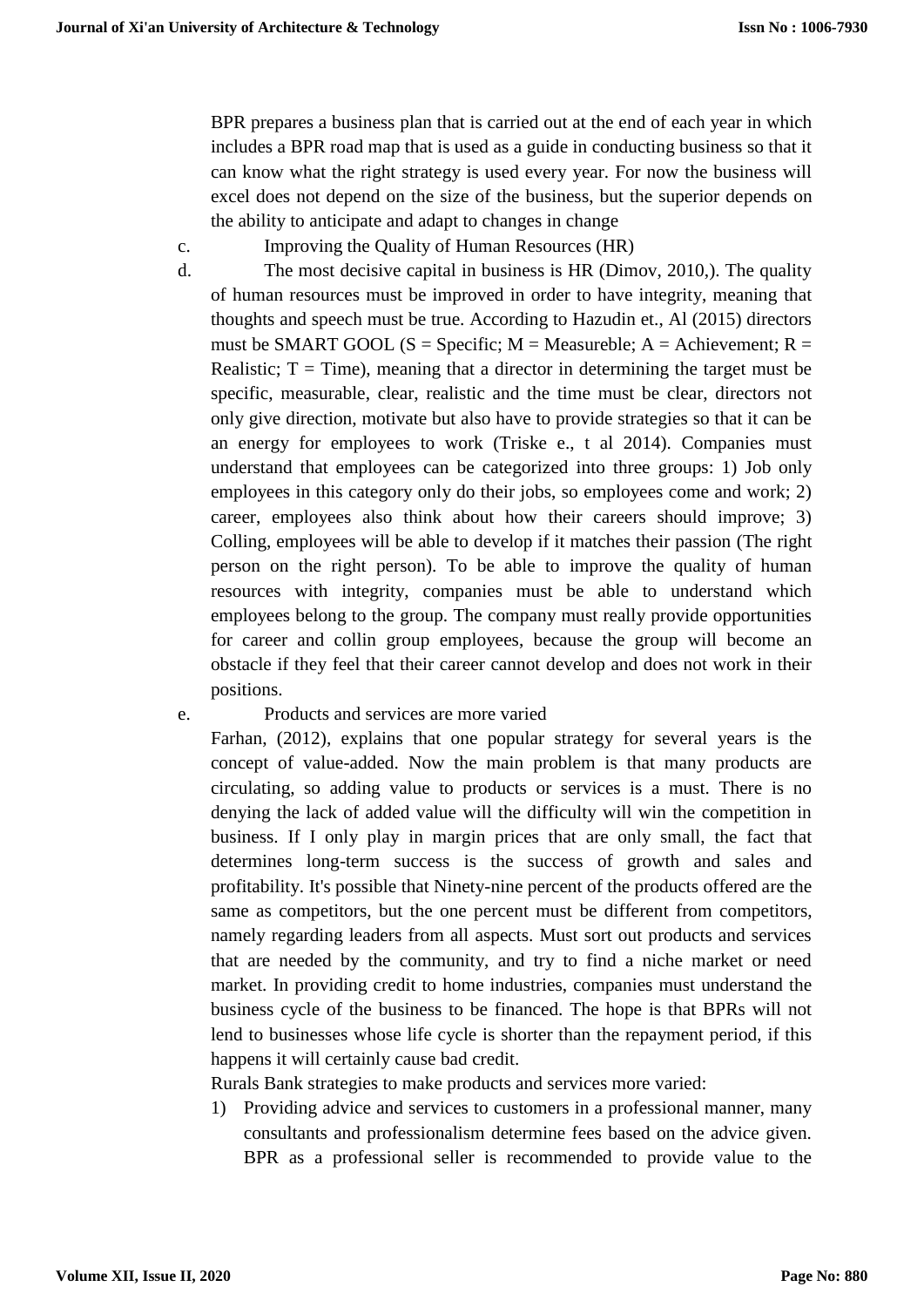BPR prepares a business plan that is carried out at the end of each year in which includes a BPR road map that is used as a guide in conducting business so that it can know what the right strategy is used every year. For now the business will excel does not depend on the size of the business, but the superior depends on the ability to anticipate and adapt to changes in change

c. Improving the Quality of Human Resources (HR)

d. The most decisive capital in business is HR (Dimov, 2010,). The quality of human resources must be improved in order to have integrity, meaning that thoughts and speech must be true. According to Hazudin et., Al (2015) directors must be SMART GOOL (S = Specific; M = Measureble; A = Achievement; R = Realistic; T = Time), meaning that a director in determining the target must be specific, measurable, clear, realistic and the time must be clear, directors not only give direction, motivate but also have to provide strategies so that it can be an energy for employees to work (Triske e., t al 2014). Companies must understand that employees can be categorized into three groups: 1) Job only employees in this category only do their jobs, so employees come and work; 2) career, employees also think about how their careers should improve; 3) Colling, employees will be able to develop if it matches their passion (The right person on the right person). To be able to improve the quality of human resources with integrity, companies must be able to understand which employees belong to the group. The company must really provide opportunities for career and collin group employees, because the group will become an obstacle if they feel that their career cannot develop and does not work in their positions.

e. Products and services are more varied

Farhan, (2012), explains that one popular strategy for several years is the concept of value-added. Now the main problem is that many products are circulating, so adding value to products or services is a must. There is no denying the lack of added value will the difficulty will win the competition in business. If I only play in margin prices that are only small, the fact that determines long-term success is the success of growth and sales and profitability. It's possible that Ninety-nine percent of the products offered are the same as competitors, but the one percent must be different from competitors, namely regarding leaders from all aspects. Must sort out products and services that are needed by the community, and try to find a niche market or need market. In providing credit to home industries, companies must understand the business cycle of the business to be financed. The hope is that BPRs will not lend to businesses whose life cycle is shorter than the repayment period, if this happens it will certainly cause bad credit.

Rurals Bank strategies to make products and services more varied:

1) Providing advice and services to customers in a professional manner, many consultants and professionalism determine fees based on the advice given. BPR as a professional seller is recommended to provide value to the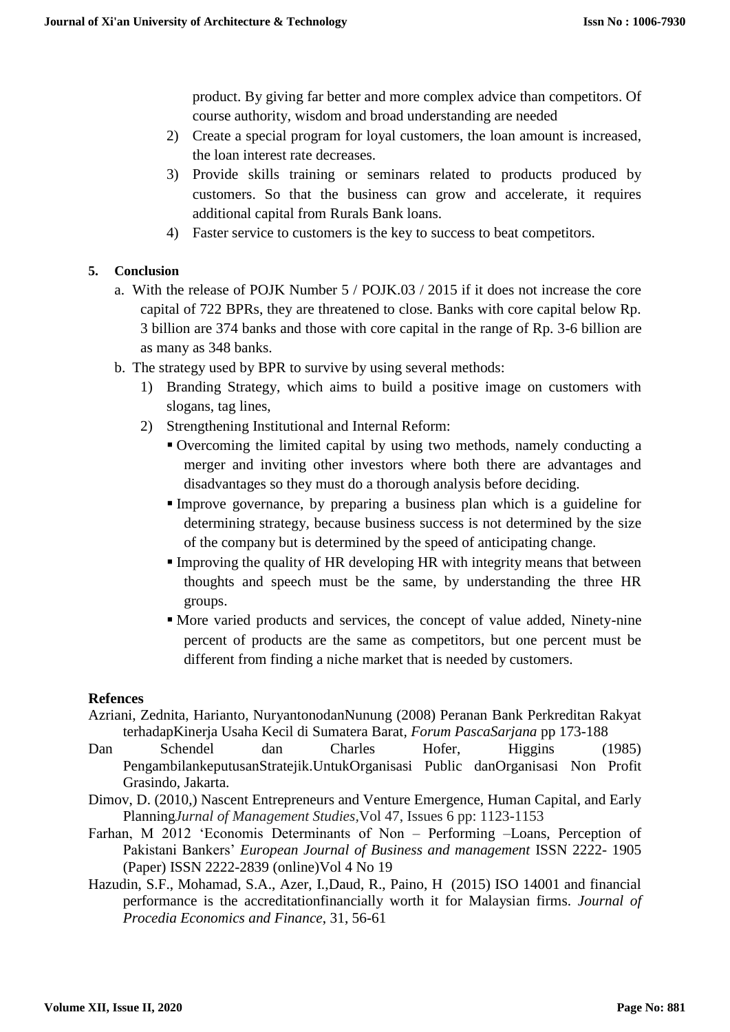product. By giving far better and more complex advice than competitors. Of course authority, wisdom and broad understanding are needed

2) Create a special program for loyal customers, the loan amount is increased, the loan interest rate decreases.
3) Provide skills training or seminars related to products produced by customers. So that the business can grow and accelerate, it requires additional capital from Rurals Bank loans.
4) Faster service to customers is the key to success to beat competitors.

## 5. Conclusion

a. With the release of POJK Number 5 / POJK.03 / 2015 if it does not increase the core capital of 722 BPRs, they are threatened to close. Banks with core capital below Rp. 3 billion are 374 banks and those with core capital in the range of Rp. 3-6 billion are as many as 348 banks.

b. The strategy used by BPR to survive by using several methods:

1) Branding Strategy, which aims to build a positive image on customers with slogans, tag lines,
2) Strengthening Institutional and Internal Reform:
   - Overcoming the limited capital by using two methods, namely conducting a merger and inviting other investors where both there are advantages and disadvantages so they must do a thorough analysis before deciding.
   - Improve governance, by preparing a business plan which is a guideline for determining strategy, because business success is not determined by the size of the company but is determined by the speed of anticipating change.
   - Improving the quality of HR developing HR with integrity means that between thoughts and speech must be the same, by understanding the three HR groups.
   - More varied products and services, the concept of value added, Ninety-nine percent of products are the same as competitors, but one percent must be different from finding a niche market that is needed by customers.

## Refences

Azriani, Zednita, Harianto, NuryantonodanNunung (2008) Peranan Bank Perkreditan Rakyat terhadapKinerja Usaha Kecil di Sumatera Barat, *Forum PascaSarjana* pp 173-188

Dan Schendel dan Charles Hofer, Higgins (1985) PengambilankeputusanStratejik.UntukOrganisasi Public danOrganisasi Non Profit Grasindo, Jakarta.

Dimov, D. (2010,) Nascent Entrepreneurs and Venture Emergence, Human Capital, and Early Planning*Jurnal of Management Studies,*Vol 47, Issues 6 pp: 1123-1153

Farhan, M 2012 'Economis Determinants of Non – Performing –Loans, Perception of Pakistani Bankers' *European Journal of Business and management* ISSN 2222- 1905 (Paper) ISSN 2222-2839 (online)Vol 4 No 19

Hazudin, S.F., Mohamad, S.A., Azer, I.,Daud, R., Paino, H (2015) ISO 14001 and financial performance is the accreditationfinancially worth it for Malaysian firms. *Journal of Procedia Economics and Finance*, 31, 56-61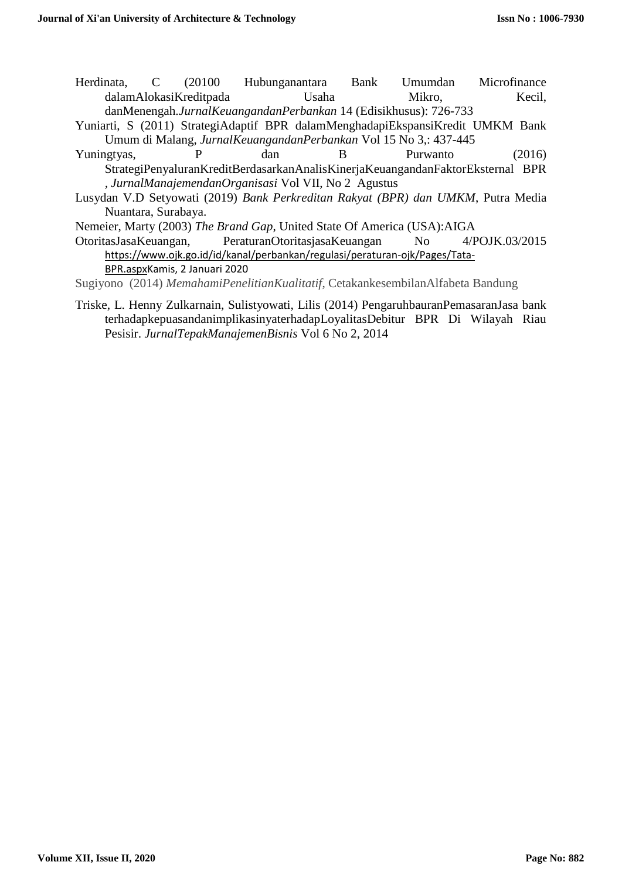Herdinata, C (20100 Hubunganantara Bank Umumdan Microfinance dalamAlokasiKreditpada Usaha Mikro, Kecil, danMenengah.*JurnalKeuangandanPerbankan* 14 (Edisikhusus): 726-733

Yuniarti, S (2011) StrategiAdaptif BPR dalamMenghadapiEkspansiKredit UMKM Bank Umum di Malang, *JurnalKeuangandanPerbankan* Vol 15 No 3,: 437-445

Yuningtyas, P dan B Purwanto (2016) StrategiPenyaluranKreditBerdasarkanAnalisKinerjaKeuangandanFaktorEksternal BPR , *JurnalManajemendanOrganisasi* Vol VII, No 2 Agustus

Lusydan V.D Setyowati (2019) *Bank Perkreditan Rakyat (BPR) dan UMKM*, Putra Media Nuantara, Surabaya.

Nemeier, Marty (2003) *The Brand Gap*, United State Of America (USA):AIGA

OtoritasJasaKeuangan, PeraturanOtoritasjasaKeuangan No 4/POJK.03/2015 https://www.ojk.go.id/id/kanal/perbankan/regulasi/peraturan-ojk/Pages/Tata-BPR.aspxKamis, 2 Januari 2020

Sugiyono (2014) *MemahamiPenelitianKualitatif*, CetakankesembilanAlfabeta Bandung

Triske, L. Henny Zulkarnain, Sulistyowati, Lilis (2014) PengaruhbauranPemasaranJasa bank terhadapkepuasandanimplikasinyaterhadapLoyalitasDebitur BPR Di Wilayah Riau Pesisir. *JurnalTepakManajemenBisnis* Vol 6 No 2, 2014